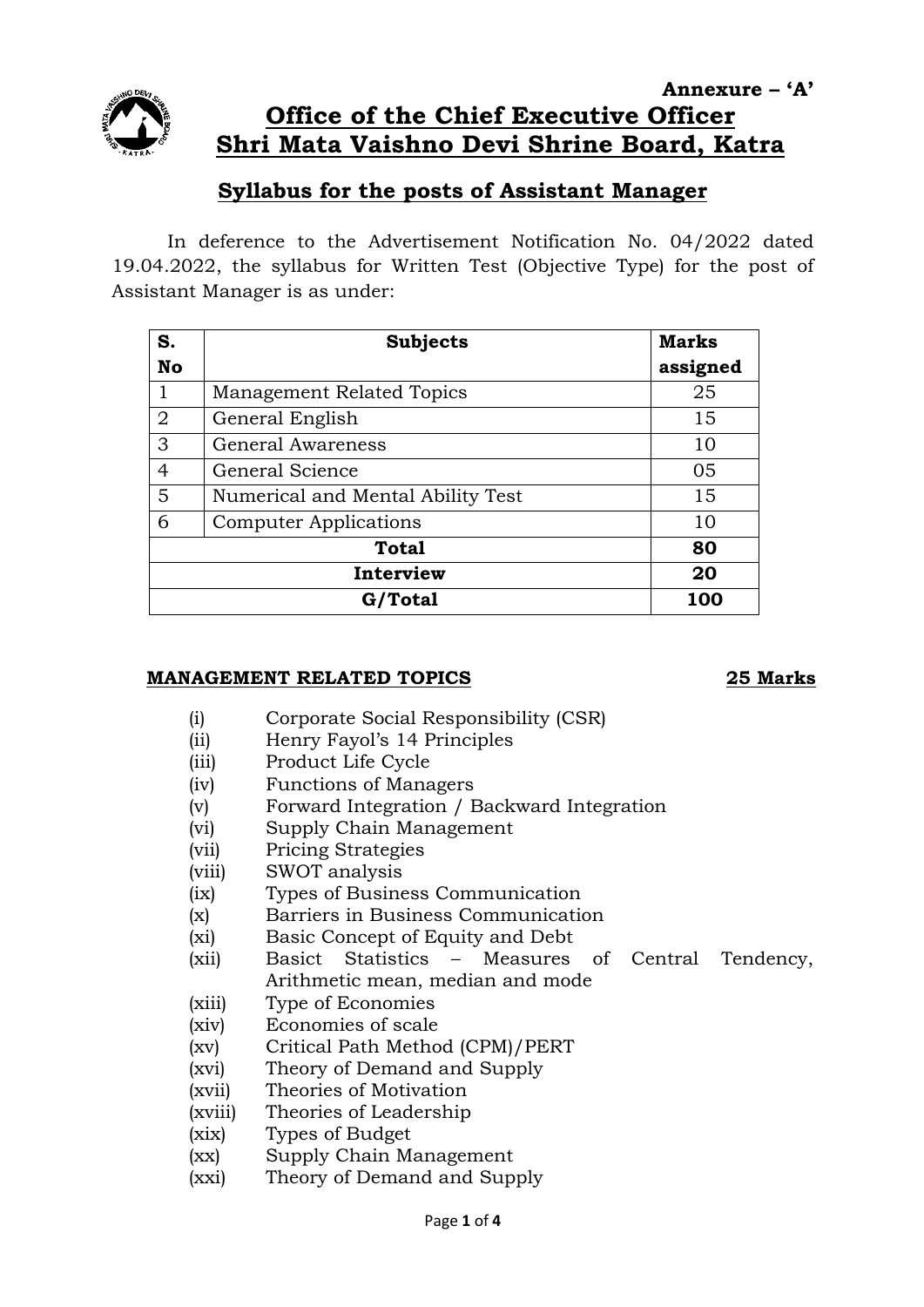**Annexure – 'A'**

# Office of the Chief Executive Officer
# Shri Mata Vaishno Devi Shrine Board, Katra

## Syllabus for the posts of Assistant Manager

In deference to the Advertisement Notification No. 04/2022 dated 19.04.2022, the syllabus for Written Test (Objective Type) for the post of Assistant Manager is as under:

| S. No | Subjects | Marks assigned |
|---|---|---|
| 1 | Management Related Topics | 25 |
| 2 | General English | 15 |
| 3 | General Awareness | 10 |
| 4 | General Science | 05 |
| 5 | Numerical and Mental Ability Test | 15 |
| 6 | Computer Applications | 10 |
| **Total** | | **80** |
| **Interview** | | **20** |
| **G/Total** | | **100** |

### MANAGEMENT RELATED TOPICS — 25 Marks

(i) Corporate Social Responsibility (CSR)
(ii) Henry Fayol's 14 Principles
(iii) Product Life Cycle
(iv) Functions of Managers
(v) Forward Integration / Backward Integration
(vi) Supply Chain Management
(vii) Pricing Strategies
(viii) SWOT analysis
(ix) Types of Business Communication
(x) Barriers in Business Communication
(xi) Basic Concept of Equity and Debt
(xii) Basict Statistics – Measures of Central Tendency, Arithmetic mean, median and mode
(xiii) Type of Economies
(xiv) Economies of scale
(xv) Critical Path Method (CPM)/PERT
(xvi) Theory of Demand and Supply
(xvii) Theories of Motivation
(xviii) Theories of Leadership
(xix) Types of Budget
(xx) Supply Chain Management
(xxi) Theory of Demand and Supply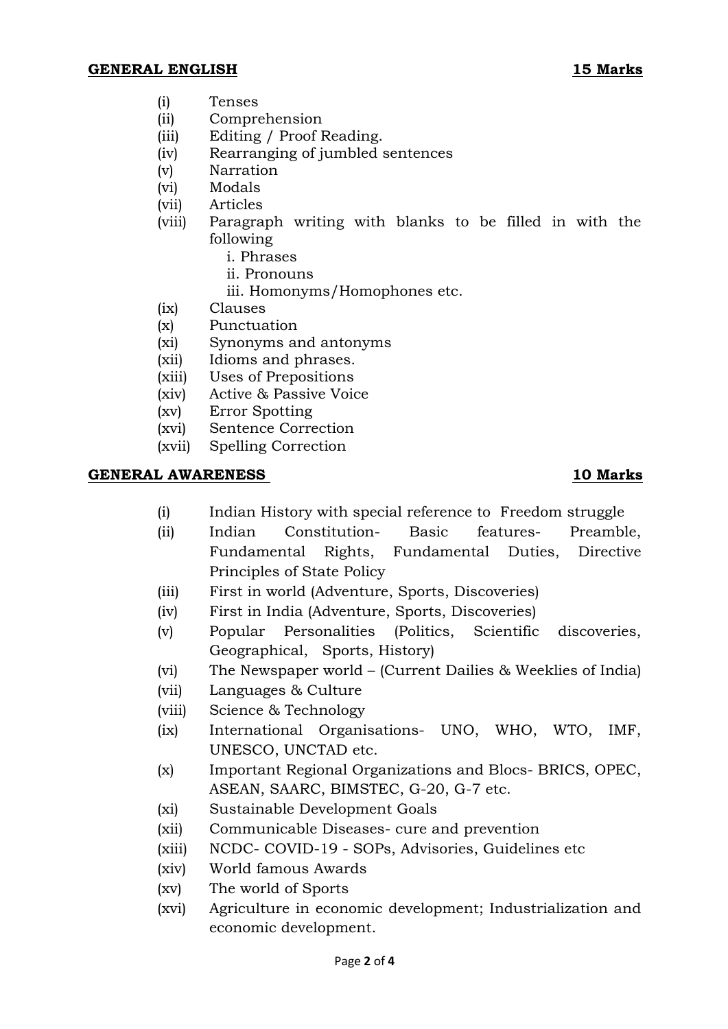## GENERAL ENGLISH — 15 Marks

(i) Tenses
(ii) Comprehension
(iii) Editing / Proof Reading.
(iv) Rearranging of jumbled sentences
(v) Narration
(vi) Modals
(vii) Articles
(viii) Paragraph writing with blanks to be filled in with the following
  i. Phrases
  ii. Pronouns
  iii. Homonyms/Homophones etc.
(ix) Clauses
(x) Punctuation
(xi) Synonyms and antonyms
(xii) Idioms and phrases.
(xiii) Uses of Prepositions
(xiv) Active & Passive Voice
(xv) Error Spotting
(xvi) Sentence Correction
(xvii) Spelling Correction

## GENERAL AWARENESS — 10 Marks

(i) Indian History with special reference to Freedom struggle
(ii) Indian Constitution- Basic features- Preamble, Fundamental Rights, Fundamental Duties, Directive Principles of State Policy
(iii) First in world (Adventure, Sports, Discoveries)
(iv) First in India (Adventure, Sports, Discoveries)
(v) Popular Personalities (Politics, Scientific discoveries, Geographical, Sports, History)
(vi) The Newspaper world – (Current Dailies & Weeklies of India)
(vii) Languages & Culture
(viii) Science & Technology
(ix) International Organisations- UNO, WHO, WTO, IMF, UNESCO, UNCTAD etc.
(x) Important Regional Organizations and Blocs- BRICS, OPEC, ASEAN, SAARC, BIMSTEC, G-20, G-7 etc.
(xi) Sustainable Development Goals
(xii) Communicable Diseases- cure and prevention
(xiii) NCDC- COVID-19 - SOPs, Advisories, Guidelines etc
(xiv) World famous Awards
(xv) The world of Sports
(xvi) Agriculture in economic development; Industrialization and economic development.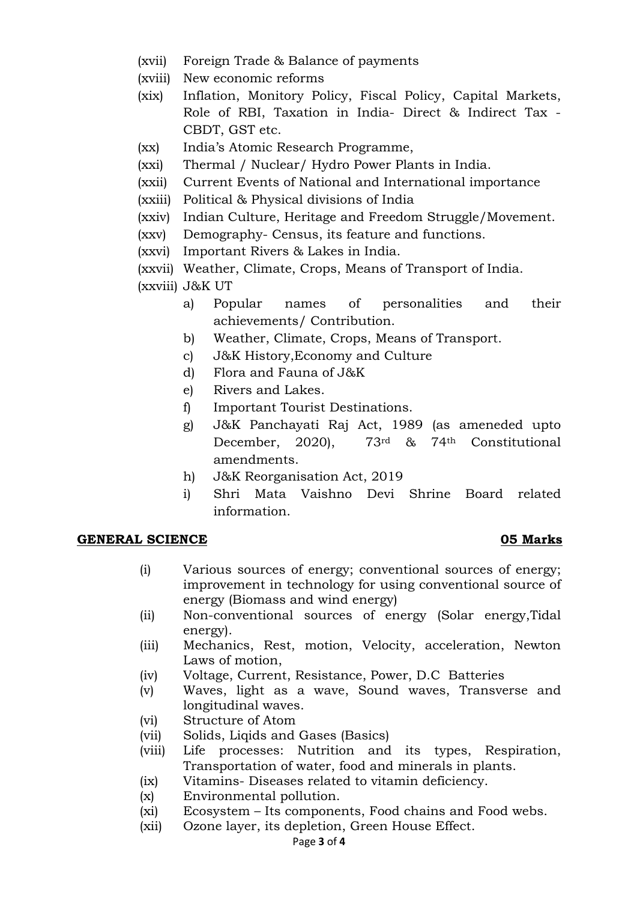(xvii) Foreign Trade & Balance of payments

(xviii) New economic reforms

(xix) Inflation, Monitory Policy, Fiscal Policy, Capital Markets, Role of RBI, Taxation in India- Direct & Indirect Tax - CBDT, GST etc.

(xx) India's Atomic Research Programme,

(xxi) Thermal / Nuclear/ Hydro Power Plants in India.

(xxii) Current Events of National and International importance

(xxiii) Political & Physical divisions of India

(xxiv) Indian Culture, Heritage and Freedom Struggle/Movement.

(xxv) Demography- Census, its feature and functions.

(xxvi) Important Rivers & Lakes in India.

(xxvii) Weather, Climate, Crops, Means of Transport of India.

(xxviii) J&K UT

- a) Popular names of personalities and their achievements/ Contribution.
- b) Weather, Climate, Crops, Means of Transport.
- c) J&K History,Economy and Culture
- d) Flora and Fauna of J&K
- e) Rivers and Lakes.
- f) Important Tourist Destinations.
- g) J&K Panchayati Raj Act, 1989 (as ameneded upto December, 2020), 73rd & 74th Constitutional amendments.
- h) J&K Reorganisation Act, 2019
- i) Shri Mata Vaishno Devi Shrine Board related information.

**GENERAL SCIENCE** **05 Marks**

(i) Various sources of energy; conventional sources of energy; improvement in technology for using conventional source of energy (Biomass and wind energy)

(ii) Non-conventional sources of energy (Solar energy,Tidal energy).

(iii) Mechanics, Rest, motion, Velocity, acceleration, Newton Laws of motion,

(iv) Voltage, Current, Resistance, Power, D.C Batteries

(v) Waves, light as a wave, Sound waves, Transverse and longitudinal waves.

(vi) Structure of Atom

(vii) Solids, Liqids and Gases (Basics)

(viii) Life processes: Nutrition and its types, Respiration, Transportation of water, food and minerals in plants.

(ix) Vitamins- Diseases related to vitamin deficiency.

(x) Environmental pollution.

(xi) Ecosystem – Its components, Food chains and Food webs.

(xii) Ozone layer, its depletion, Green House Effect.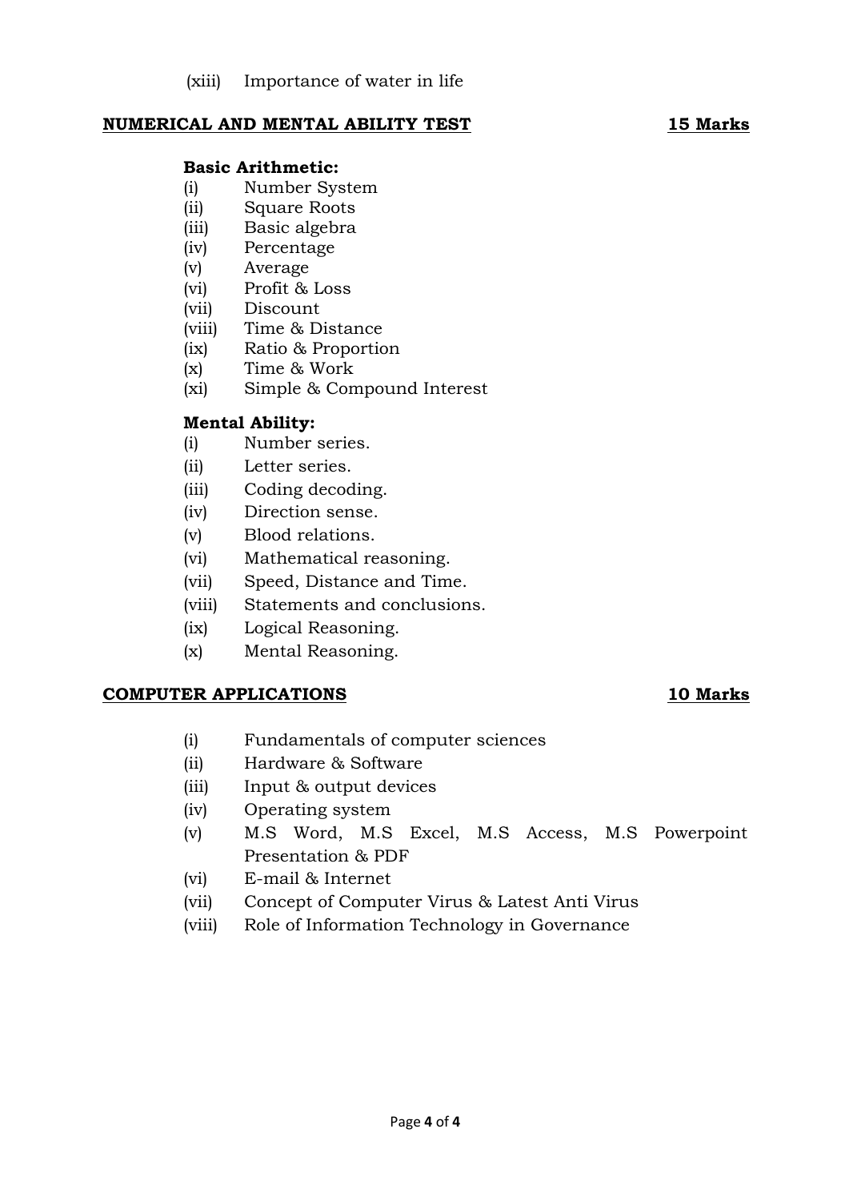(xiii) Importance of water in life

**NUMERICAL AND MENTAL ABILITY TEST** **15 Marks**

**Basic Arithmetic:**

(i) Number System
(ii) Square Roots
(iii) Basic algebra
(iv) Percentage
(v) Average
(vi) Profit & Loss
(vii) Discount
(viii) Time & Distance
(ix) Ratio & Proportion
(x) Time & Work
(xi) Simple & Compound Interest

**Mental Ability:**

(i) Number series.
(ii) Letter series.
(iii) Coding decoding.
(iv) Direction sense.
(v) Blood relations.
(vi) Mathematical reasoning.
(vii) Speed, Distance and Time.
(viii) Statements and conclusions.
(ix) Logical Reasoning.
(x) Mental Reasoning.

**COMPUTER APPLICATIONS** **10 Marks**

(i) Fundamentals of computer sciences
(ii) Hardware & Software
(iii) Input & output devices
(iv) Operating system
(v) M.S Word, M.S Excel, M.S Access, M.S Powerpoint Presentation & PDF
(vi) E-mail & Internet
(vii) Concept of Computer Virus & Latest Anti Virus
(viii) Role of Information Technology in Governance